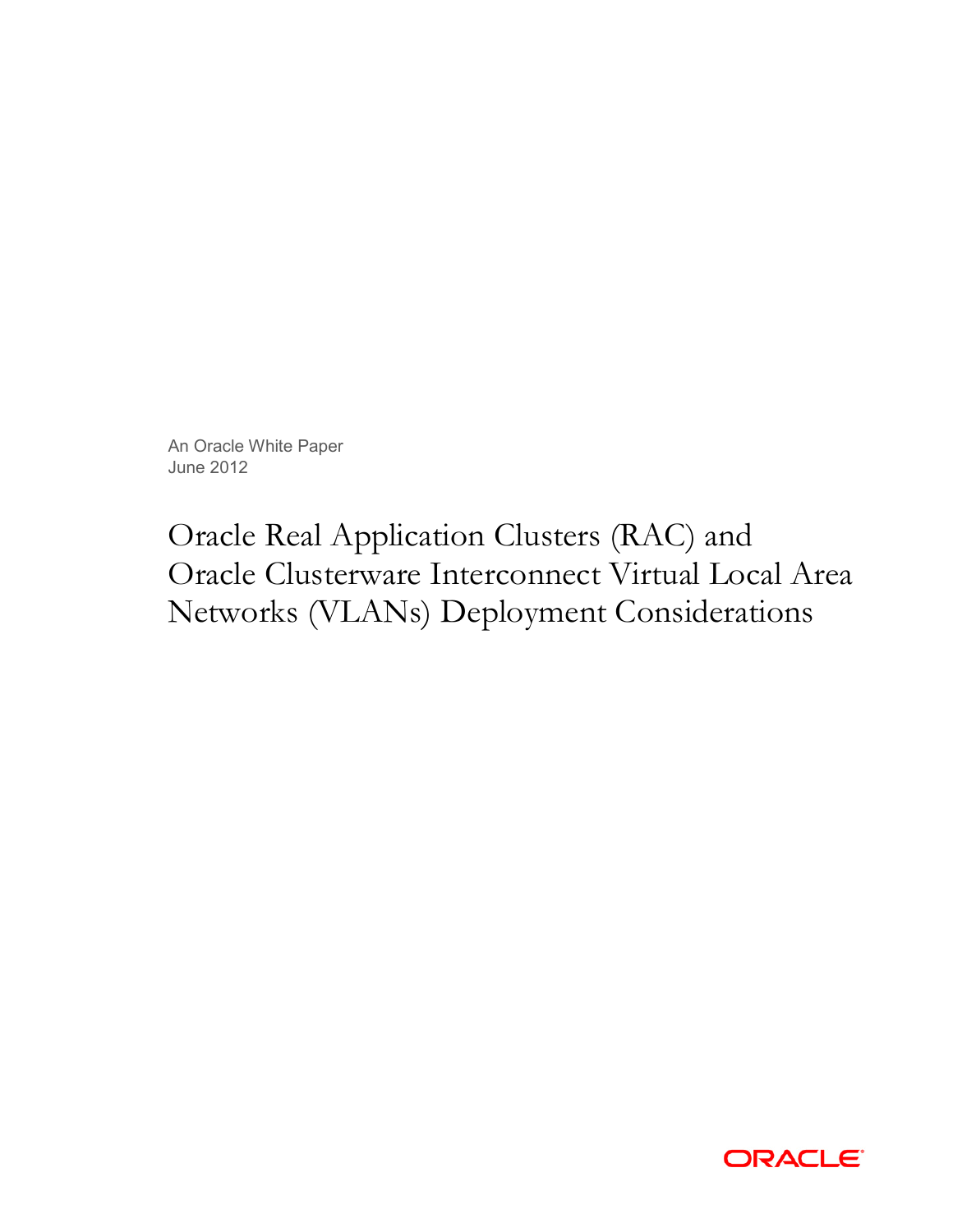An Oracle White Paper
June 2012

# Oracle Real Application Clusters (RAC) and Oracle Clusterware Interconnect Virtual Local Area Networks (VLANs) Deployment Considerations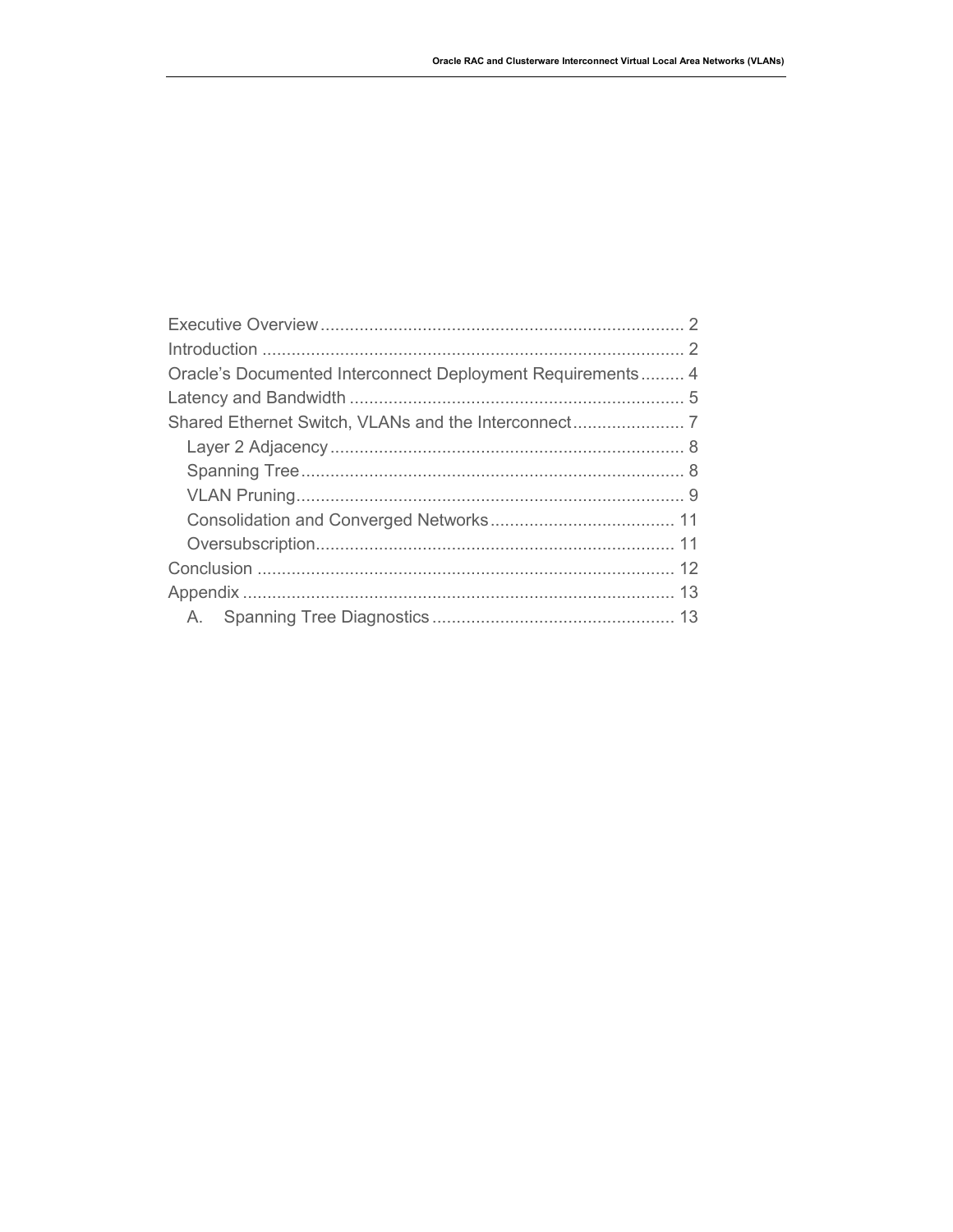Executive Overview ........................................................................... 2
Introduction ....................................................................................... 2
Oracle's Documented Interconnect Deployment Requirements......... 4
Latency and Bandwidth ..................................................................... 5
Shared Ethernet Switch, VLANs and the Interconnect....................... 7
  Layer 2 Adjacency ......................................................................... 8
  Spanning Tree ............................................................................... 8
  VLAN Pruning ................................................................................ 9
  Consolidation and Converged Networks ...................................... 11
  Oversubscription.......................................................................... 11
Conclusion ...................................................................................... 12
Appendix ......................................................................................... 13
  A. Spanning Tree Diagnostics .................................................. 13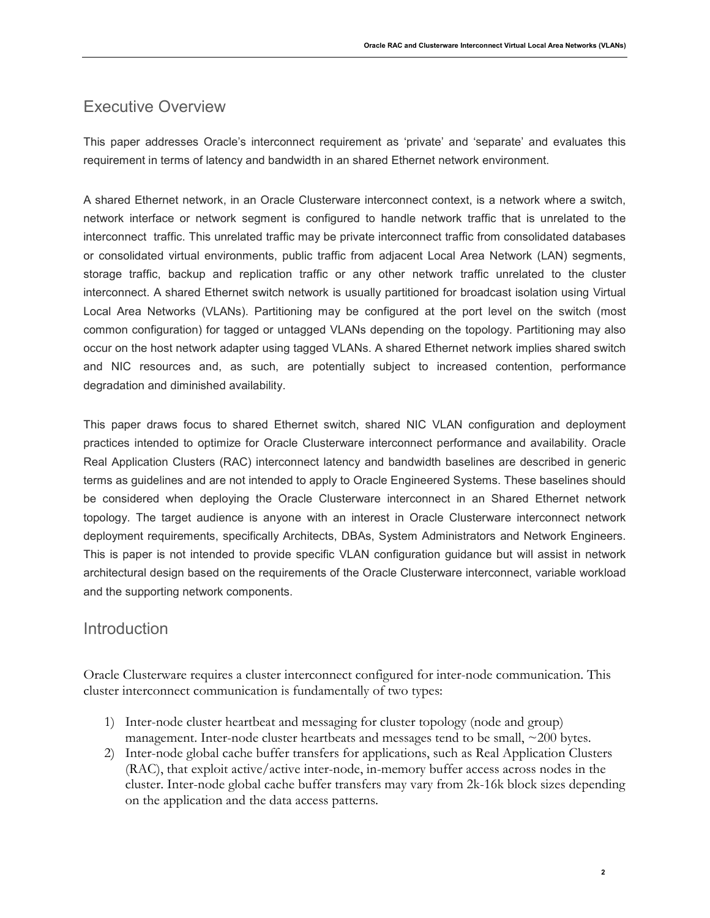## Executive Overview

This paper addresses Oracle's interconnect requirement as 'private' and 'separate' and evaluates this requirement in terms of latency and bandwidth in an shared Ethernet network environment.

A shared Ethernet network, in an Oracle Clusterware interconnect context, is a network where a switch, network interface or network segment is configured to handle network traffic that is unrelated to the interconnect traffic. This unrelated traffic may be private interconnect traffic from consolidated databases or consolidated virtual environments, public traffic from adjacent Local Area Network (LAN) segments, storage traffic, backup and replication traffic or any other network traffic unrelated to the cluster interconnect. A shared Ethernet switch network is usually partitioned for broadcast isolation using Virtual Local Area Networks (VLANs). Partitioning may be configured at the port level on the switch (most common configuration) for tagged or untagged VLANs depending on the topology. Partitioning may also occur on the host network adapter using tagged VLANs. A shared Ethernet network implies shared switch and NIC resources and, as such, are potentially subject to increased contention, performance degradation and diminished availability.

This paper draws focus to shared Ethernet switch, shared NIC VLAN configuration and deployment practices intended to optimize for Oracle Clusterware interconnect performance and availability. Oracle Real Application Clusters (RAC) interconnect latency and bandwidth baselines are described in generic terms as guidelines and are not intended to apply to Oracle Engineered Systems. These baselines should be considered when deploying the Oracle Clusterware interconnect in an Shared Ethernet network topology. The target audience is anyone with an interest in Oracle Clusterware interconnect network deployment requirements, specifically Architects, DBAs, System Administrators and Network Engineers. This is paper is not intended to provide specific VLAN configuration guidance but will assist in network architectural design based on the requirements of the Oracle Clusterware interconnect, variable workload and the supporting network components.

## Introduction

Oracle Clusterware requires a cluster interconnect configured for inter-node communication. This cluster interconnect communication is fundamentally of two types:

1) Inter-node cluster heartbeat and messaging for cluster topology (node and group) management. Inter-node cluster heartbeats and messages tend to be small, ~200 bytes.
2) Inter-node global cache buffer transfers for applications, such as Real Application Clusters (RAC), that exploit active/active inter-node, in-memory buffer access across nodes in the cluster. Inter-node global cache buffer transfers may vary from 2k-16k block sizes depending on the application and the data access patterns.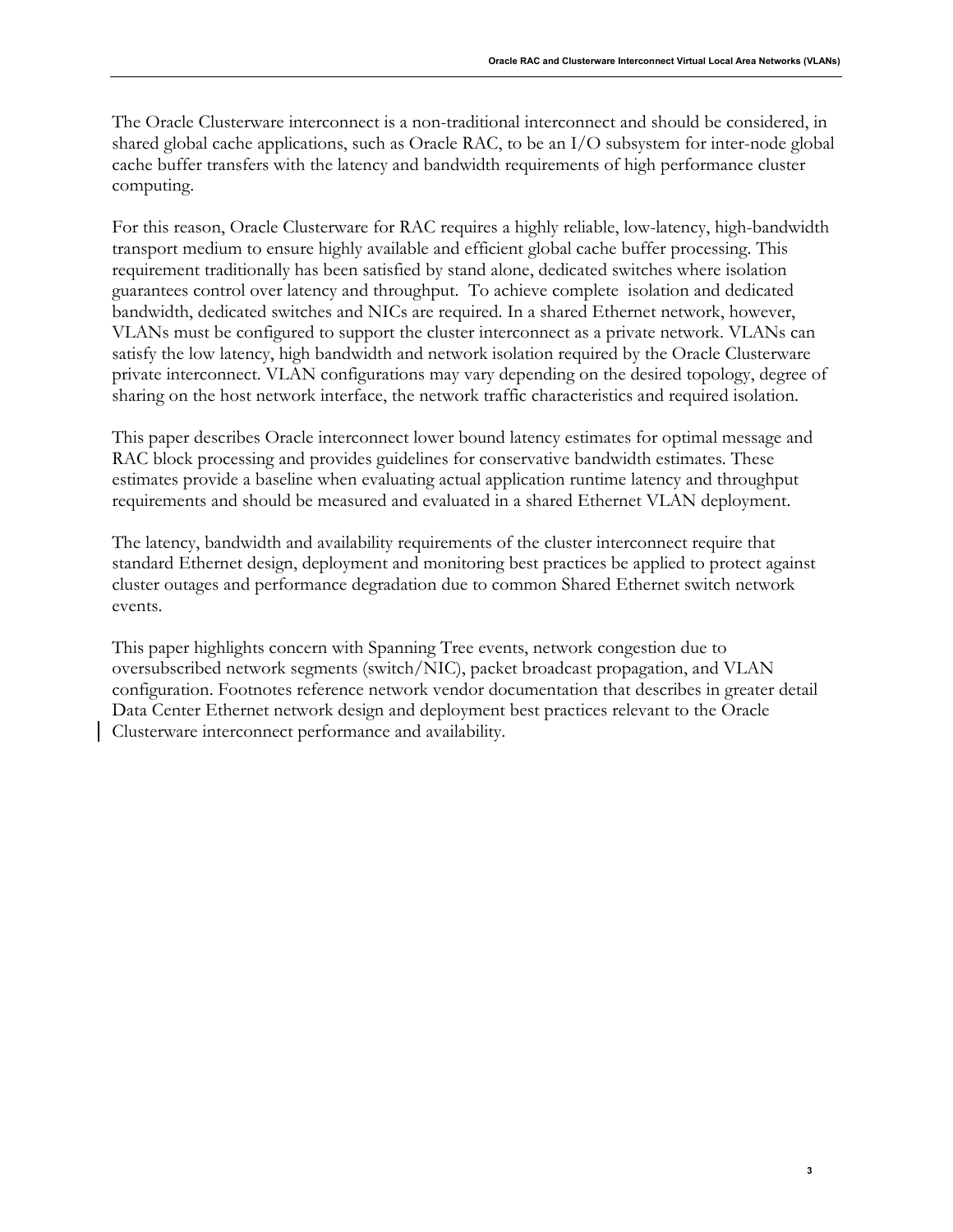The Oracle Clusterware interconnect is a non-traditional interconnect and should be considered, in shared global cache applications, such as Oracle RAC, to be an I/O subsystem for inter-node global cache buffer transfers with the latency and bandwidth requirements of high performance cluster computing.

For this reason, Oracle Clusterware for RAC requires a highly reliable, low-latency, high-bandwidth transport medium to ensure highly available and efficient global cache buffer processing. This requirement traditionally has been satisfied by stand alone, dedicated switches where isolation guarantees control over latency and throughput. To achieve complete isolation and dedicated bandwidth, dedicated switches and NICs are required. In a shared Ethernet network, however, VLANs must be configured to support the cluster interconnect as a private network. VLANs can satisfy the low latency, high bandwidth and network isolation required by the Oracle Clusterware private interconnect. VLAN configurations may vary depending on the desired topology, degree of sharing on the host network interface, the network traffic characteristics and required isolation.

This paper describes Oracle interconnect lower bound latency estimates for optimal message and RAC block processing and provides guidelines for conservative bandwidth estimates. These estimates provide a baseline when evaluating actual application runtime latency and throughput requirements and should be measured and evaluated in a shared Ethernet VLAN deployment.

The latency, bandwidth and availability requirements of the cluster interconnect require that standard Ethernet design, deployment and monitoring best practices be applied to protect against cluster outages and performance degradation due to common Shared Ethernet switch network events.

This paper highlights concern with Spanning Tree events, network congestion due to oversubscribed network segments (switch/NIC), packet broadcast propagation, and VLAN configuration. Footnotes reference network vendor documentation that describes in greater detail Data Center Ethernet network design and deployment best practices relevant to the Oracle Clusterware interconnect performance and availability.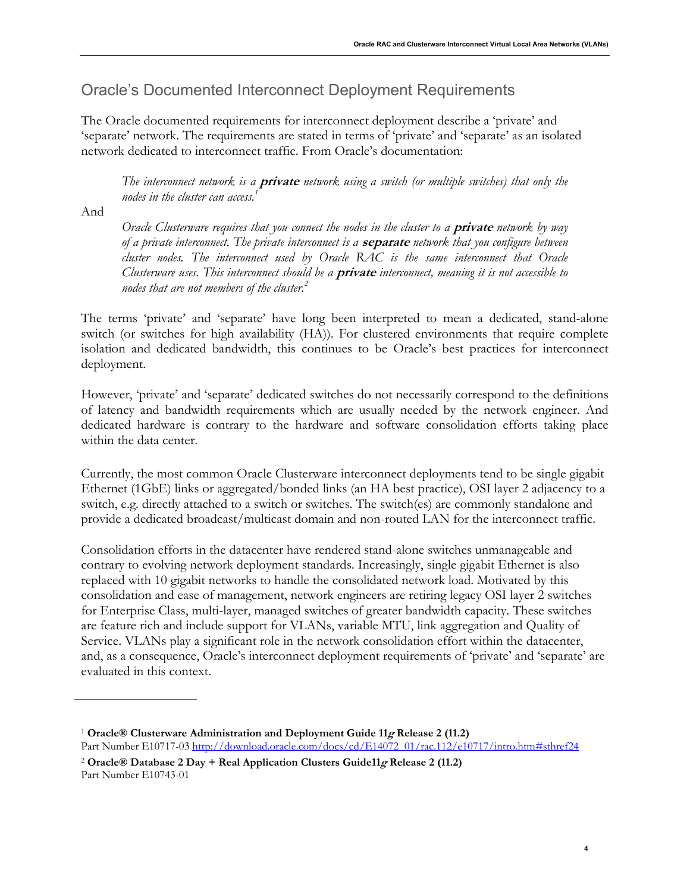## Oracle's Documented Interconnect Deployment Requirements

The Oracle documented requirements for interconnect deployment describe a 'private' and 'separate' network. The requirements are stated in terms of 'private' and 'separate' as an isolated network dedicated to interconnect traffic. From Oracle's documentation:

> *The interconnect network is a* ***private*** *network using a switch (or multiple switches) that only the nodes in the cluster can access.*[1]

And

> *Oracle Clusterware requires that you connect the nodes in the cluster to a* ***private*** *network by way of a private interconnect. The private interconnect is a* ***separate*** *network that you configure between cluster nodes. The interconnect used by Oracle RAC is the same interconnect that Oracle Clusterware uses. This interconnect should be a* ***private*** *interconnect, meaning it is not accessible to nodes that are not members of the cluster.*[2]

The terms 'private' and 'separate' have long been interpreted to mean a dedicated, stand-alone switch (or switches for high availability (HA)). For clustered environments that require complete isolation and dedicated bandwidth, this continues to be Oracle's best practices for interconnect deployment.

However, 'private' and 'separate' dedicated switches do not necessarily correspond to the definitions of latency and bandwidth requirements which are usually needed by the network engineer. And dedicated hardware is contrary to the hardware and software consolidation efforts taking place within the data center.

Currently, the most common Oracle Clusterware interconnect deployments tend to be single gigabit Ethernet (1GbE) links or aggregated/bonded links (an HA best practice), OSI layer 2 adjacency to a switch, e.g. directly attached to a switch or switches. The switch(es) are commonly standalone and provide a dedicated broadcast/multicast domain and non-routed LAN for the interconnect traffic.

Consolidation efforts in the datacenter have rendered stand-alone switches unmanageable and contrary to evolving network deployment standards. Increasingly, single gigabit Ethernet is also replaced with 10 gigabit networks to handle the consolidated network load. Motivated by this consolidation and ease of management, network engineers are retiring legacy OSI layer 2 switches for Enterprise Class, multi-layer, managed switches of greater bandwidth capacity. These switches are feature rich and include support for VLANs, variable MTU, link aggregation and Quality of Service. VLANs play a significant role in the network consolidation effort within the datacenter, and, as a consequence, Oracle's interconnect deployment requirements of 'private' and 'separate' are evaluated in this context.

---

[1] **Oracle® Clusterware Administration and Deployment Guide 11*g* Release 2 (11.2)**
Part Number E10717-03 http://download.oracle.com/docs/cd/E14072_01/rac.112/e10717/intro.htm#sthref24

[2] **Oracle® Database 2 Day + Real Application Clusters Guide11*g* Release 2 (11.2)**
Part Number E10743-01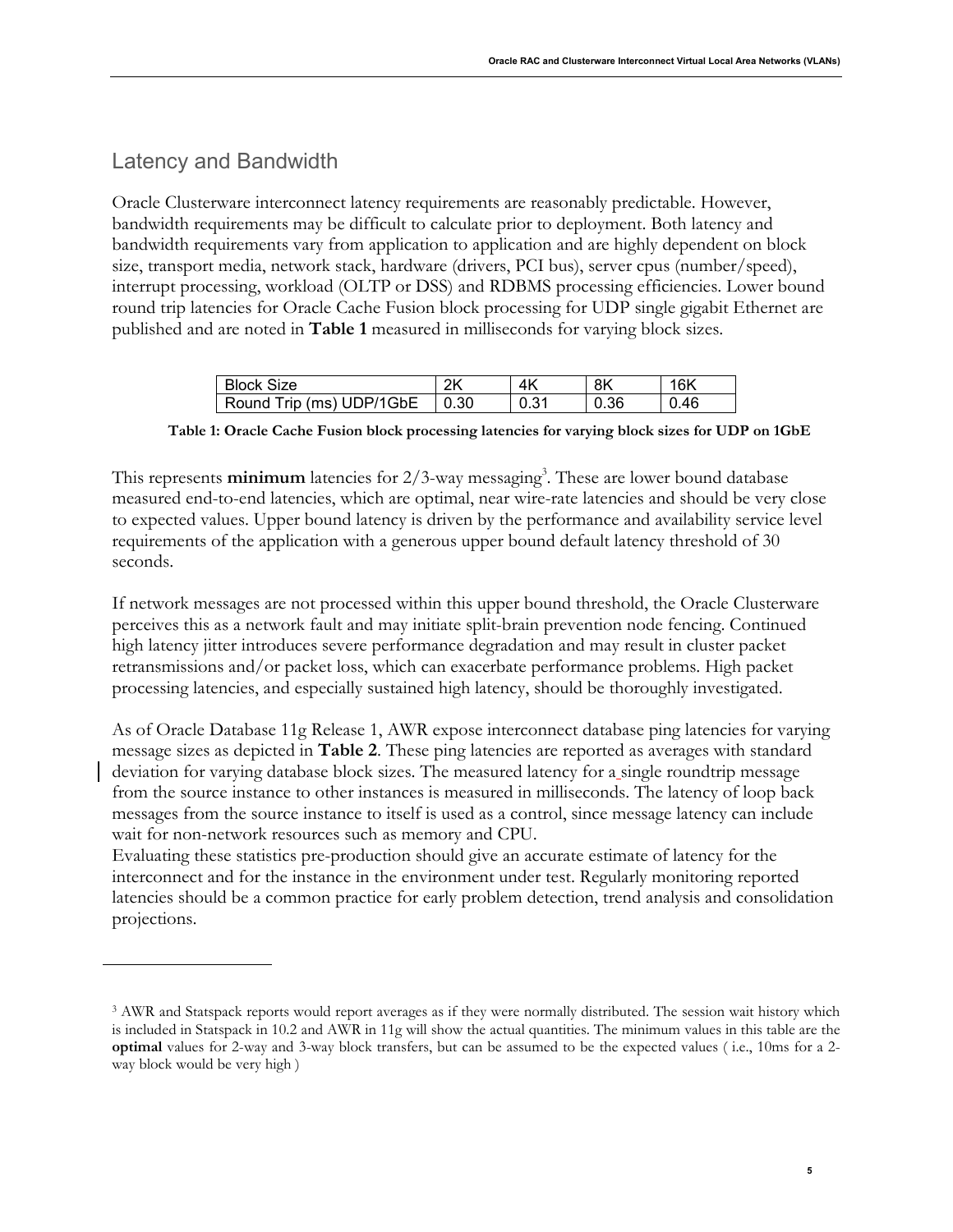## Latency and Bandwidth

Oracle Clusterware interconnect latency requirements are reasonably predictable. However, bandwidth requirements may be difficult to calculate prior to deployment. Both latency and bandwidth requirements vary from application to application and are highly dependent on block size, transport media, network stack, hardware (drivers, PCI bus), server cpus (number/speed), interrupt processing, workload (OLTP or DSS) and RDBMS processing efficiencies. Lower bound round trip latencies for Oracle Cache Fusion block processing for UDP single gigabit Ethernet are published and are noted in **Table 1** measured in milliseconds for varying block sizes.

| Block Size | 2K | 4K | 8K | 16K |
|---|---|---|---|---|
| Round Trip (ms) UDP/1GbE | 0.30 | 0.31 | 0.36 | 0.46 |

**Table 1: Oracle Cache Fusion block processing latencies for varying block sizes for UDP on 1GbE**

This represents **minimum** latencies for 2/3-way messaging[3]. These are lower bound database measured end-to-end latencies, which are optimal, near wire-rate latencies and should be very close to expected values. Upper bound latency is driven by the performance and availability service level requirements of the application with a generous upper bound default latency threshold of 30 seconds.

If network messages are not processed within this upper bound threshold, the Oracle Clusterware perceives this as a network fault and may initiate split-brain prevention node fencing. Continued high latency jitter introduces severe performance degradation and may result in cluster packet retransmissions and/or packet loss, which can exacerbate performance problems. High packet processing latencies, and especially sustained high latency, should be thoroughly investigated.

As of Oracle Database 11g Release 1, AWR expose interconnect database ping latencies for varying message sizes as depicted in **Table 2**. These ping latencies are reported as averages with standard deviation for varying database block sizes. The measured latency for a single roundtrip message from the source instance to other instances is measured in milliseconds. The latency of loop back messages from the source instance to itself is used as a control, since message latency can include wait for non-network resources such as memory and CPU.

Evaluating these statistics pre-production should give an accurate estimate of latency for the interconnect and for the instance in the environment under test. Regularly monitoring reported latencies should be a common practice for early problem detection, trend analysis and consolidation projections.

---

[3] AWR and Statspack reports would report averages as if they were normally distributed. The session wait history which is included in Statspack in 10.2 and AWR in 11g will show the actual quantities. The minimum values in this table are the **optimal** values for 2-way and 3-way block transfers, but can be assumed to be the expected values ( i.e., 10ms for a 2-way block would be very high )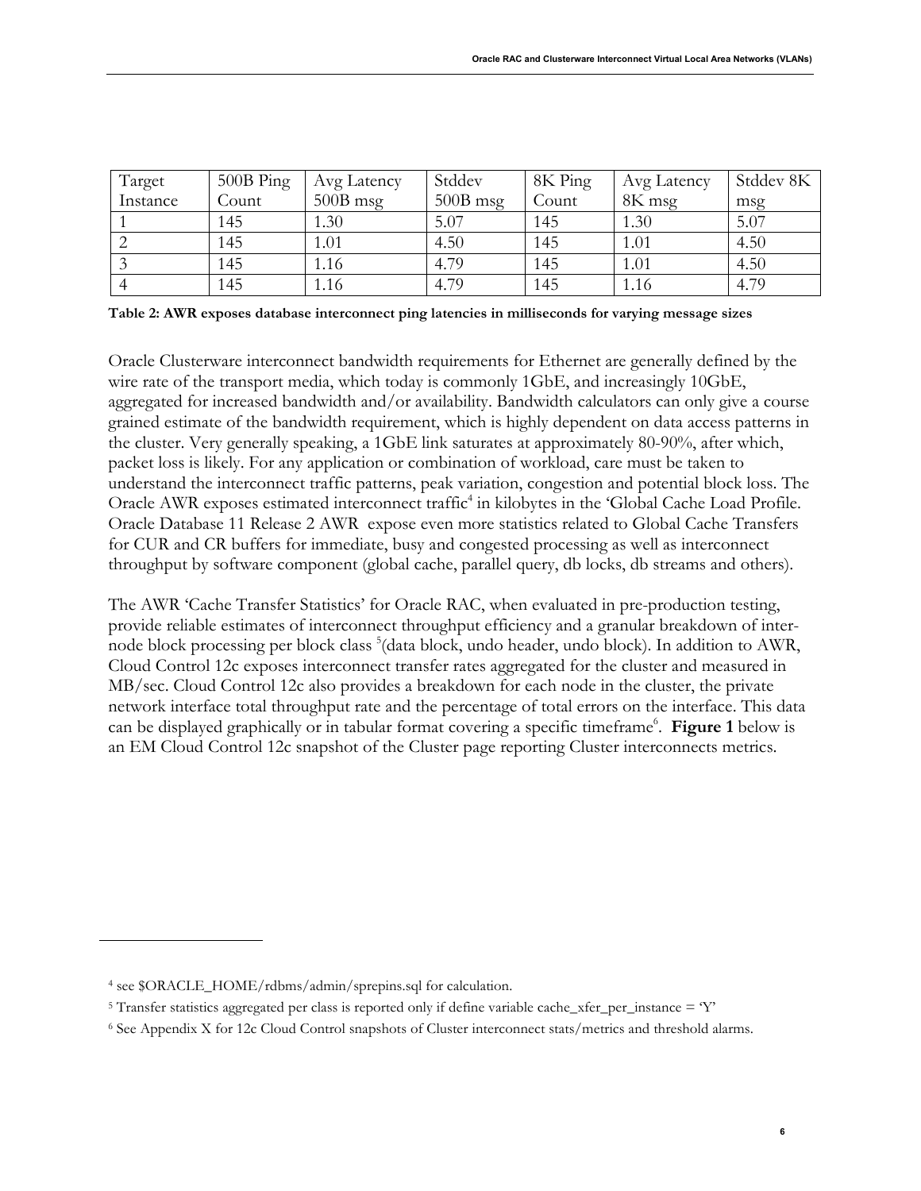| Target Instance | 500B Ping Count | Avg Latency 500B msg | Stddev 500B msg | 8K Ping Count | Avg Latency 8K msg | Stddev 8K msg |
|---|---|---|---|---|---|---|
| 1 | 145 | 1.30 | 5.07 | 145 | 1.30 | 5.07 |
| 2 | 145 | 1.01 | 4.50 | 145 | 1.01 | 4.50 |
| 3 | 145 | 1.16 | 4.79 | 145 | 1.01 | 4.50 |
| 4 | 145 | 1.16 | 4.79 | 145 | 1.16 | 4.79 |

**Table 2: AWR exposes database interconnect ping latencies in milliseconds for varying message sizes**

Oracle Clusterware interconnect bandwidth requirements for Ethernet are generally defined by the wire rate of the transport media, which today is commonly 1GbE, and increasingly 10GbE, aggregated for increased bandwidth and/or availability. Bandwidth calculators can only give a course grained estimate of the bandwidth requirement, which is highly dependent on data access patterns in the cluster. Very generally speaking, a 1GbE link saturates at approximately 80-90%, after which, packet loss is likely. For any application or combination of workload, care must be taken to understand the interconnect traffic patterns, peak variation, congestion and potential block loss. The Oracle AWR exposes estimated interconnect traffic[4] in kilobytes in the 'Global Cache Load Profile. Oracle Database 11 Release 2 AWR expose even more statistics related to Global Cache Transfers for CUR and CR buffers for immediate, busy and congested processing as well as interconnect throughput by software component (global cache, parallel query, db locks, db streams and others).

The AWR 'Cache Transfer Statistics' for Oracle RAC, when evaluated in pre-production testing, provide reliable estimates of interconnect throughput efficiency and a granular breakdown of inter-node block processing per block class [5](data block, undo header, undo block). In addition to AWR, Cloud Control 12c exposes interconnect transfer rates aggregated for the cluster and measured in MB/sec. Cloud Control 12c also provides a breakdown for each node in the cluster, the private network interface total throughput rate and the percentage of total errors on the interface. This data can be displayed graphically or in tabular format covering a specific timeframe[6]. **Figure 1** below is an EM Cloud Control 12c snapshot of the Cluster page reporting Cluster interconnects metrics.

---

[4] see $ORACLE_HOME/rdbms/admin/sprepins.sql for calculation.

[5] Transfer statistics aggregated per class is reported only if define variable cache_xfer_per_instance = 'Y'

[6] See Appendix X for 12c Cloud Control snapshots of Cluster interconnect stats/metrics and threshold alarms.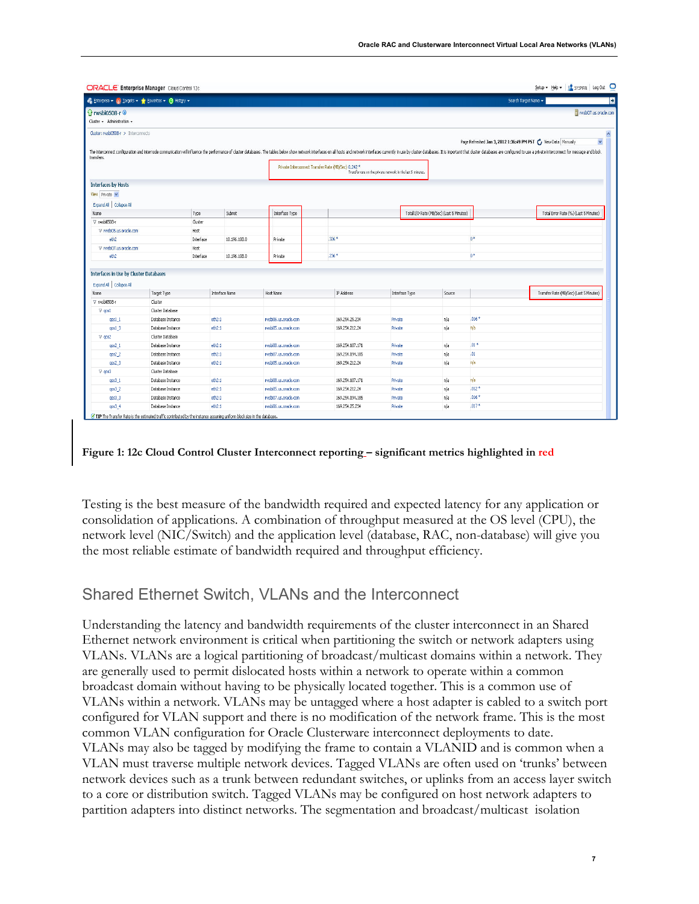Figure 1: 12c Cloud Control Cluster Interconnect reporting – significant metrics highlighted in red

Testing is the best measure of the bandwidth required and expected latency for any application or consolidation of applications. A combination of throughput measured at the OS level (CPU), the network level (NIC/Switch) and the application level (database, RAC, non-database) will give you the most reliable estimate of bandwidth required and throughput efficiency.

## Shared Ethernet Switch, VLANs and the Interconnect

Understanding the latency and bandwidth requirements of the cluster interconnect in an Shared Ethernet network environment is critical when partitioning the switch or network adapters using VLANs. VLANs are a logical partitioning of broadcast/multicast domains within a network. They are generally used to permit dislocated hosts within a network to operate within a common broadcast domain without having to be physically located together. This is a common use of VLANs within a network. VLANs may be untagged where a host adapter is cabled to a switch port configured for VLAN support and there is no modification of the network frame. This is the most common VLAN configuration for Oracle Clusterware interconnect deployments to date. VLANs may also be tagged by modifying the frame to contain a VLANID and is common when a VLAN must traverse multiple network devices. Tagged VLANs are often used on 'trunks' between network devices such as a trunk between redundant switches, or uplinks from an access layer switch to a core or distribution switch. Tagged VLANs may be configured on host network adapters to partition adapters into distinct networks. The segmentation and broadcast/multicast isolation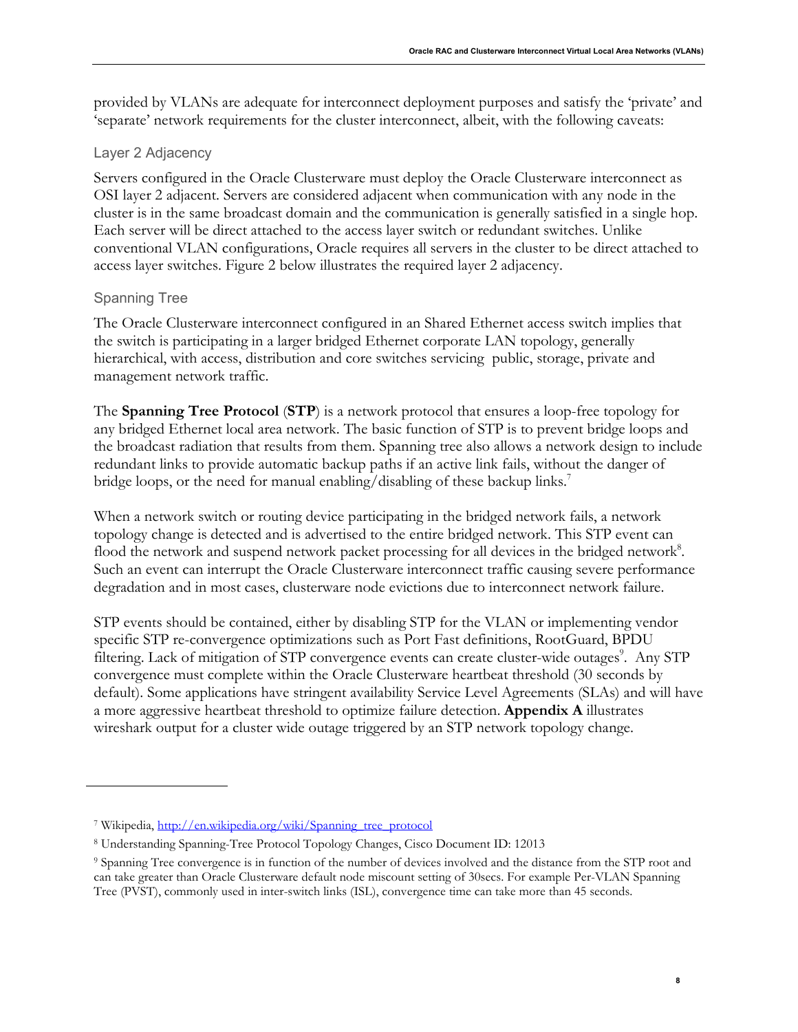provided by VLANs are adequate for interconnect deployment purposes and satisfy the 'private' and 'separate' network requirements for the cluster interconnect, albeit, with the following caveats:

### Layer 2 Adjacency

Servers configured in the Oracle Clusterware must deploy the Oracle Clusterware interconnect as OSI layer 2 adjacent. Servers are considered adjacent when communication with any node in the cluster is in the same broadcast domain and the communication is generally satisfied in a single hop. Each server will be direct attached to the access layer switch or redundant switches. Unlike conventional VLAN configurations, Oracle requires all servers in the cluster to be direct attached to access layer switches. Figure 2 below illustrates the required layer 2 adjacency.

### Spanning Tree

The Oracle Clusterware interconnect configured in an Shared Ethernet access switch implies that the switch is participating in a larger bridged Ethernet corporate LAN topology, generally hierarchical, with access, distribution and core switches servicing public, storage, private and management network traffic.

The **Spanning Tree Protocol** (**STP**) is a network protocol that ensures a loop-free topology for any bridged Ethernet local area network. The basic function of STP is to prevent bridge loops and the broadcast radiation that results from them. Spanning tree also allows a network design to include redundant links to provide automatic backup paths if an active link fails, without the danger of bridge loops, or the need for manual enabling/disabling of these backup links.[7]

When a network switch or routing device participating in the bridged network fails, a network topology change is detected and is advertised to the entire bridged network. This STP event can flood the network and suspend network packet processing for all devices in the bridged network[8]. Such an event can interrupt the Oracle Clusterware interconnect traffic causing severe performance degradation and in most cases, clusterware node evictions due to interconnect network failure.

STP events should be contained, either by disabling STP for the VLAN or implementing vendor specific STP re-convergence optimizations such as Port Fast definitions, RootGuard, BPDU filtering. Lack of mitigation of STP convergence events can create cluster-wide outages[9]. Any STP convergence must complete within the Oracle Clusterware heartbeat threshold (30 seconds by default). Some applications have stringent availability Service Level Agreements (SLAs) and will have a more aggressive heartbeat threshold to optimize failure detection. **Appendix A** illustrates wireshark output for a cluster wide outage triggered by an STP network topology change.

---

[7] Wikipedia, http://en.wikipedia.org/wiki/Spanning_tree_protocol

[8] Understanding Spanning-Tree Protocol Topology Changes, Cisco Document ID: 12013

[9] Spanning Tree convergence is in function of the number of devices involved and the distance from the STP root and can take greater than Oracle Clusterware default node miscount setting of 30secs. For example Per-VLAN Spanning Tree (PVST), commonly used in inter-switch links (ISL), convergence time can take more than 45 seconds.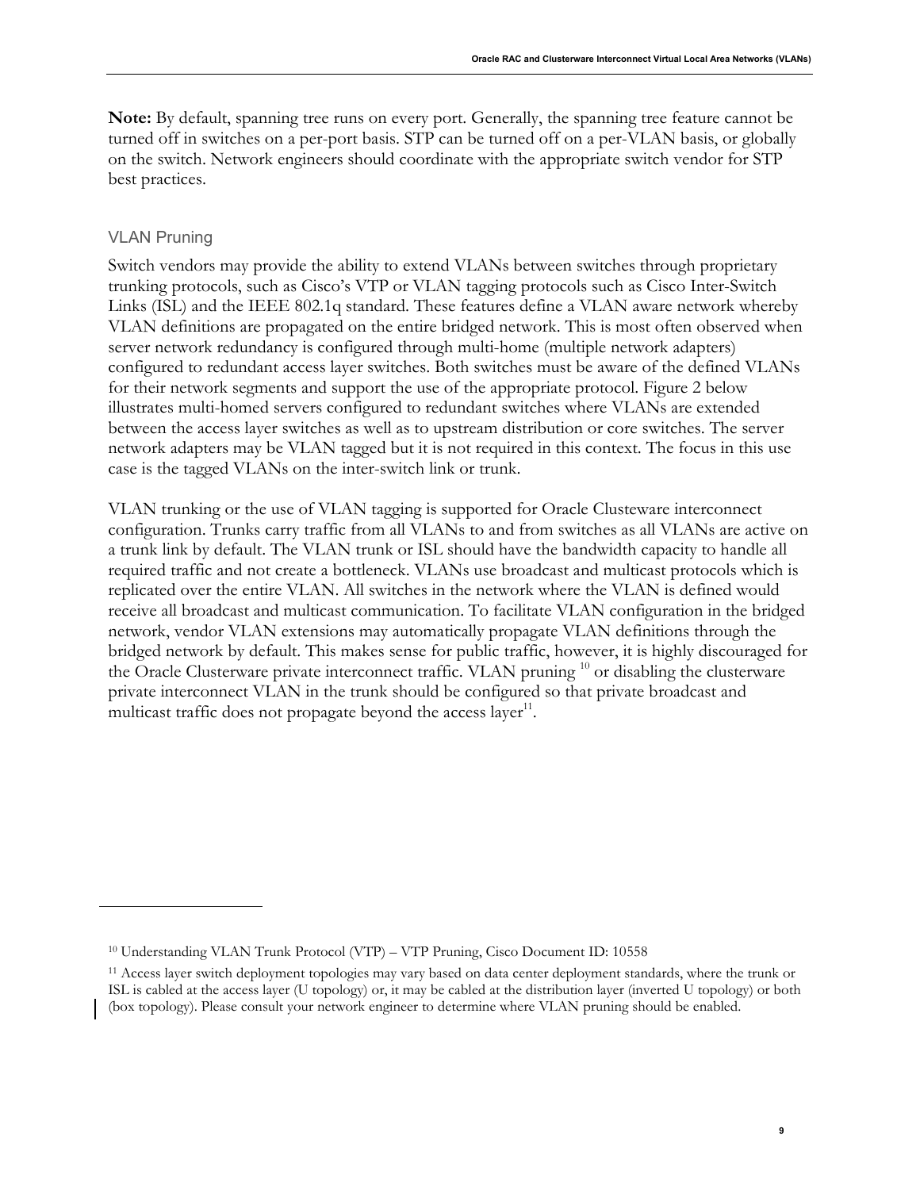**Note:** By default, spanning tree runs on every port. Generally, the spanning tree feature cannot be turned off in switches on a per-port basis. STP can be turned off on a per-VLAN basis, or globally on the switch. Network engineers should coordinate with the appropriate switch vendor for STP best practices.

### VLAN Pruning

Switch vendors may provide the ability to extend VLANs between switches through proprietary trunking protocols, such as Cisco's VTP or VLAN tagging protocols such as Cisco Inter-Switch Links (ISL) and the IEEE 802.1q standard. These features define a VLAN aware network whereby VLAN definitions are propagated on the entire bridged network. This is most often observed when server network redundancy is configured through multi-home (multiple network adapters) configured to redundant access layer switches. Both switches must be aware of the defined VLANs for their network segments and support the use of the appropriate protocol. Figure 2 below illustrates multi-homed servers configured to redundant switches where VLANs are extended between the access layer switches as well as to upstream distribution or core switches. The server network adapters may be VLAN tagged but it is not required in this context. The focus in this use case is the tagged VLANs on the inter-switch link or trunk.

VLAN trunking or the use of VLAN tagging is supported for Oracle Clusteware interconnect configuration. Trunks carry traffic from all VLANs to and from switches as all VLANs are active on a trunk link by default. The VLAN trunk or ISL should have the bandwidth capacity to handle all required traffic and not create a bottleneck. VLANs use broadcast and multicast protocols which is replicated over the entire VLAN. All switches in the network where the VLAN is defined would receive all broadcast and multicast communication. To facilitate VLAN configuration in the bridged network, vendor VLAN extensions may automatically propagate VLAN definitions through the bridged network by default. This makes sense for public traffic, however, it is highly discouraged for the Oracle Clusterware private interconnect traffic. VLAN pruning [10] or disabling the clusterware private interconnect VLAN in the trunk should be configured so that private broadcast and multicast traffic does not propagate beyond the access layer[11].

---

[10] Understanding VLAN Trunk Protocol (VTP) – VTP Pruning, Cisco Document ID: 10558

[11] Access layer switch deployment topologies may vary based on data center deployment standards, where the trunk or ISL is cabled at the access layer (U topology) or, it may be cabled at the distribution layer (inverted U topology) or both (box topology). Please consult your network engineer to determine where VLAN pruning should be enabled.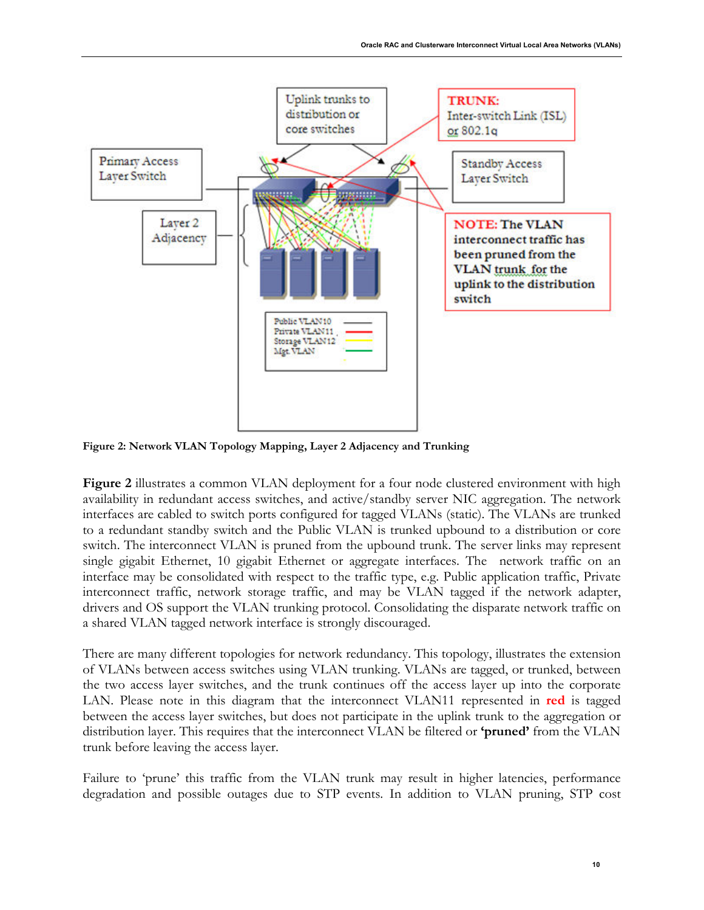Figure 2: Network VLAN Topology Mapping, Layer 2 Adjacency and Trunking

**Figure 2** illustrates a common VLAN deployment for a four node clustered environment with high availability in redundant access switches, and active/standby server NIC aggregation. The network interfaces are cabled to switch ports configured for tagged VLANs (static). The VLANs are trunked to a redundant standby switch and the Public VLAN is trunked upbound to a distribution or core switch. The interconnect VLAN is pruned from the upbound trunk. The server links may represent single gigabit Ethernet, 10 gigabit Ethernet or aggregate interfaces. The network traffic on an interface may be consolidated with respect to the traffic type, e.g. Public application traffic, Private interconnect traffic, network storage traffic, and may be VLAN tagged if the network adapter, drivers and OS support the VLAN trunking protocol. Consolidating the disparate network traffic on a shared VLAN tagged network interface is strongly discouraged.

There are many different topologies for network redundancy. This topology, illustrates the extension of VLANs between access switches using VLAN trunking. VLANs are tagged, or trunked, between the two access layer switches, and the trunk continues off the access layer up into the corporate LAN. Please note in this diagram that the interconnect VLAN11 represented in **red** is tagged between the access layer switches, but does not participate in the uplink trunk to the aggregation or distribution layer. This requires that the interconnect VLAN be filtered or **'pruned'** from the VLAN trunk before leaving the access layer.

Failure to 'prune' this traffic from the VLAN trunk may result in higher latencies, performance degradation and possible outages due to STP events. In addition to VLAN pruning, STP cost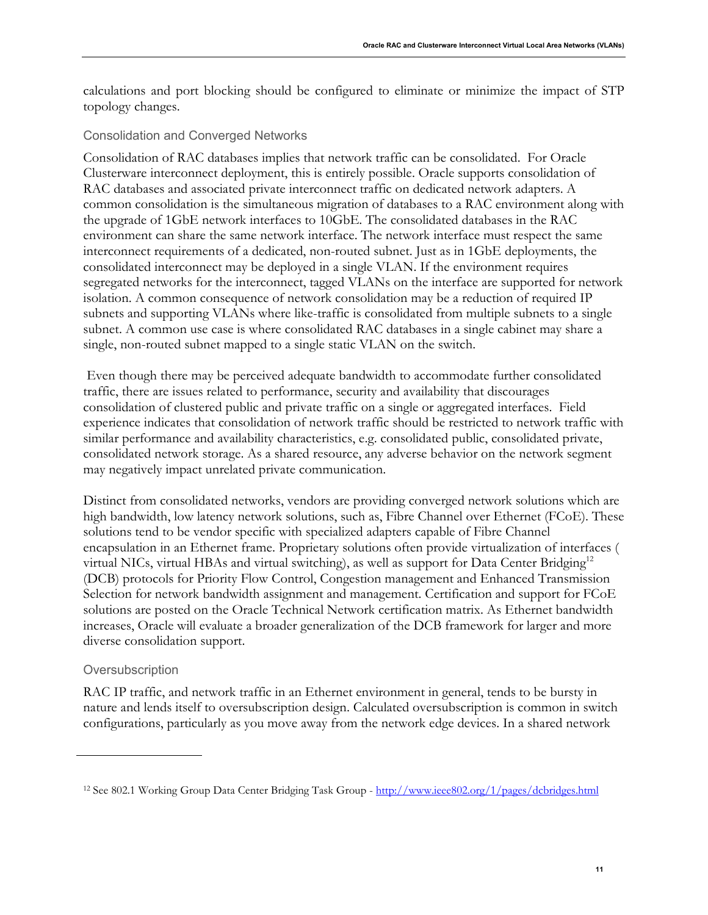calculations and port blocking should be configured to eliminate or minimize the impact of STP topology changes.

### Consolidation and Converged Networks

Consolidation of RAC databases implies that network traffic can be consolidated. For Oracle Clusterware interconnect deployment, this is entirely possible. Oracle supports consolidation of RAC databases and associated private interconnect traffic on dedicated network adapters. A common consolidation is the simultaneous migration of databases to a RAC environment along with the upgrade of 1GbE network interfaces to 10GbE. The consolidated databases in the RAC environment can share the same network interface. The network interface must respect the same interconnect requirements of a dedicated, non-routed subnet. Just as in 1GbE deployments, the consolidated interconnect may be deployed in a single VLAN. If the environment requires segregated networks for the interconnect, tagged VLANs on the interface are supported for network isolation. A common consequence of network consolidation may be a reduction of required IP subnets and supporting VLANs where like-traffic is consolidated from multiple subnets to a single subnet. A common use case is where consolidated RAC databases in a single cabinet may share a single, non-routed subnet mapped to a single static VLAN on the switch.

Even though there may be perceived adequate bandwidth to accommodate further consolidated traffic, there are issues related to performance, security and availability that discourages consolidation of clustered public and private traffic on a single or aggregated interfaces. Field experience indicates that consolidation of network traffic should be restricted to network traffic with similar performance and availability characteristics, e.g. consolidated public, consolidated private, consolidated network storage. As a shared resource, any adverse behavior on the network segment may negatively impact unrelated private communication.

Distinct from consolidated networks, vendors are providing converged network solutions which are high bandwidth, low latency network solutions, such as, Fibre Channel over Ethernet (FCoE). These solutions tend to be vendor specific with specialized adapters capable of Fibre Channel encapsulation in an Ethernet frame. Proprietary solutions often provide virtualization of interfaces ( virtual NICs, virtual HBAs and virtual switching), as well as support for Data Center Bridging[12] (DCB) protocols for Priority Flow Control, Congestion management and Enhanced Transmission Selection for network bandwidth assignment and management. Certification and support for FCoE solutions are posted on the Oracle Technical Network certification matrix. As Ethernet bandwidth increases, Oracle will evaluate a broader generalization of the DCB framework for larger and more diverse consolidation support.

### Oversubscription

RAC IP traffic, and network traffic in an Ethernet environment in general, tends to be bursty in nature and lends itself to oversubscription design. Calculated oversubscription is common in switch configurations, particularly as you move away from the network edge devices. In a shared network

[12] See 802.1 Working Group Data Center Bridging Task Group - http://www.ieee802.org/1/pages/dcbridges.html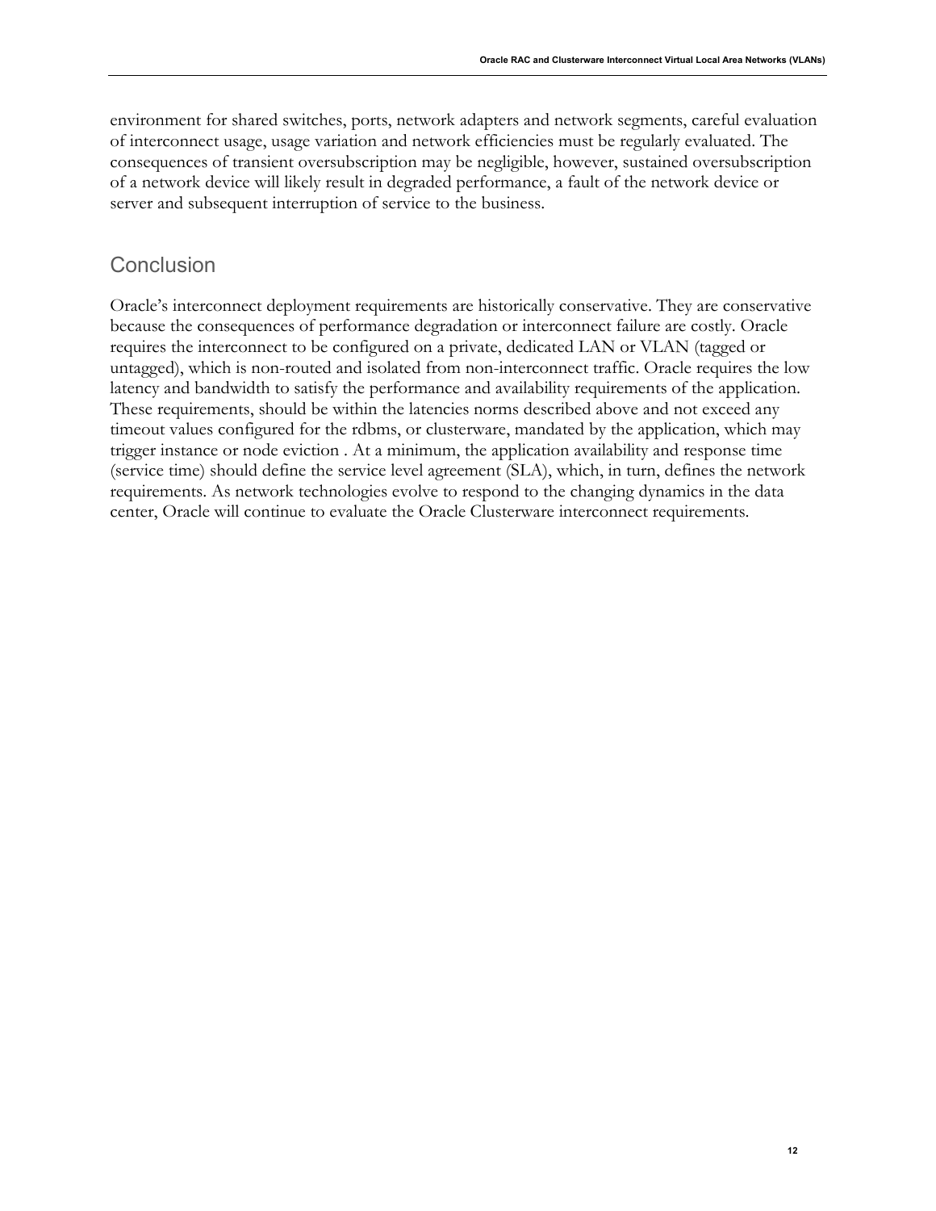environment for shared switches, ports, network adapters and network segments, careful evaluation of interconnect usage, usage variation and network efficiencies must be regularly evaluated. The consequences of transient oversubscription may be negligible, however, sustained oversubscription of a network device will likely result in degraded performance, a fault of the network device or server and subsequent interruption of service to the business.

## Conclusion

Oracle's interconnect deployment requirements are historically conservative. They are conservative because the consequences of performance degradation or interconnect failure are costly. Oracle requires the interconnect to be configured on a private, dedicated LAN or VLAN (tagged or untagged), which is non-routed and isolated from non-interconnect traffic. Oracle requires the low latency and bandwidth to satisfy the performance and availability requirements of the application. These requirements, should be within the latencies norms described above and not exceed any timeout values configured for the rdbms, or clusterware, mandated by the application, which may trigger instance or node eviction . At a minimum, the application availability and response time (service time) should define the service level agreement (SLA), which, in turn, defines the network requirements. As network technologies evolve to respond to the changing dynamics in the data center, Oracle will continue to evaluate the Oracle Clusterware interconnect requirements.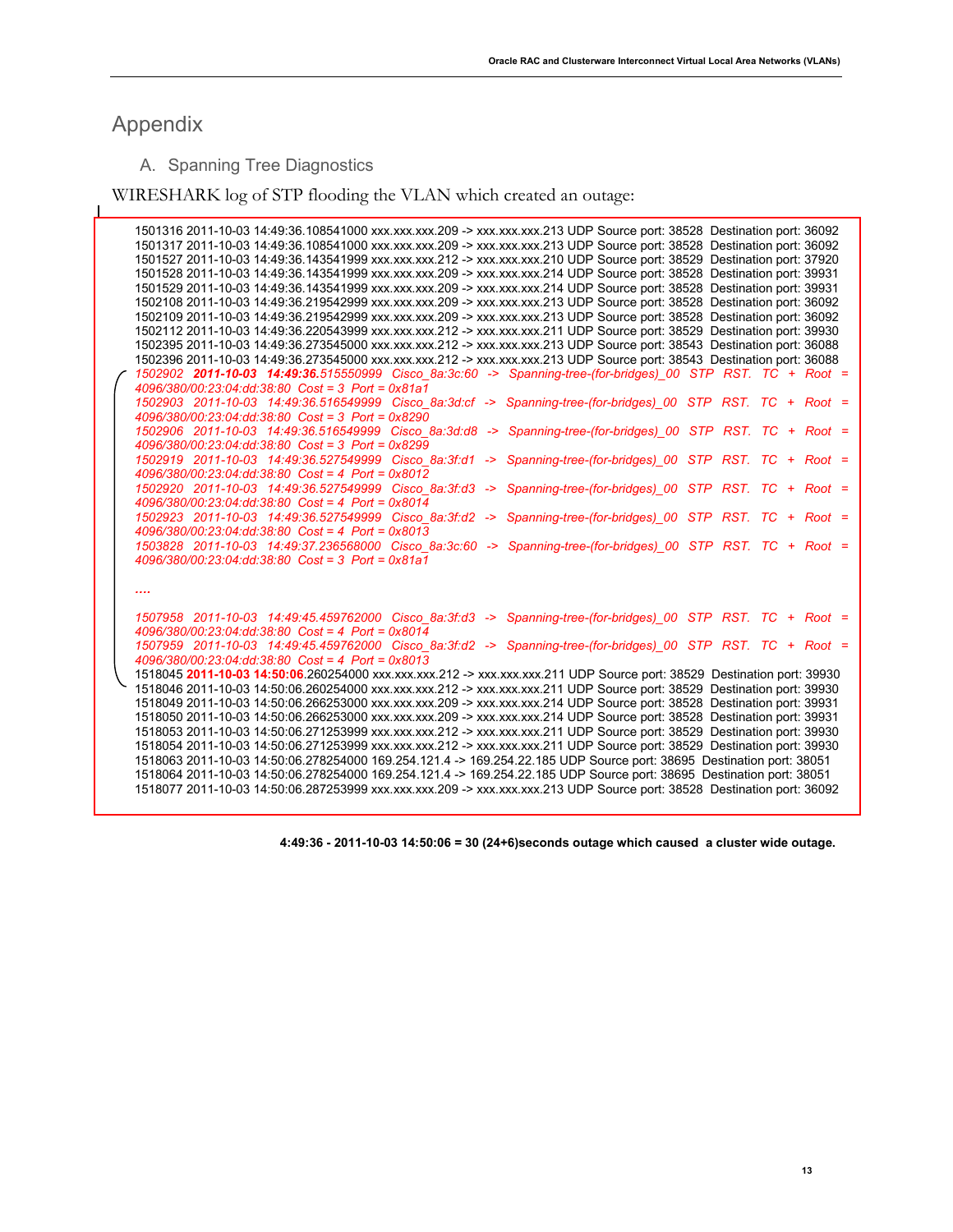# Appendix

## A. Spanning Tree Diagnostics

WIRESHARK log of STP flooding the VLAN which created an outage:

```
1501316 2011-10-03 14:49:36.108541000 xxx.xxx.xxx.209 -> xxx.xxx.xxx.213 UDP Source port: 38528  Destination port: 36092
1501317 2011-10-03 14:49:36.108541000 xxx.xxx.xxx.209 -> xxx.xxx.xxx.213 UDP Source port: 38528  Destination port: 36092
1501527 2011-10-03 14:49:36.143541999 xxx.xxx.xxx.212 -> xxx.xxx.xxx.210 UDP Source port: 38529  Destination port: 37920
1501528 2011-10-03 14:49:36.143541999 xxx.xxx.xxx.209 -> xxx.xxx.xxx.214 UDP Source port: 38528  Destination port: 39931
1501529 2011-10-03 14:49:36.143541999 xxx.xxx.xxx.209 -> xxx.xxx.xxx.214 UDP Source port: 38528  Destination port: 39931
1502108 2011-10-03 14:49:36.219542999 xxx.xxx.xxx.209 -> xxx.xxx.xxx.213 UDP Source port: 38528  Destination port: 36092
1502109 2011-10-03 14:49:36.219542999 xxx.xxx.xxx.209 -> xxx.xxx.xxx.213 UDP Source port: 38528  Destination port: 36092
1502112 2011-10-03 14:49:36.220543999 xxx.xxx.xxx.212 -> xxx.xxx.xxx.211 UDP Source port: 38529  Destination port: 39930
1502395 2011-10-03 14:49:36.273545000 xxx.xxx.xxx.212 -> xxx.xxx.xxx.213 UDP Source port: 38543  Destination port: 36088
1502396 2011-10-03 14:49:36.273545000 xxx.xxx.xxx.212 -> xxx.xxx.xxx.213 UDP Source port: 38543  Destination port: 36088
1502902 2011-10-03 14:49:36.515550999 Cisco_8a:3c:60 -> Spanning-tree-(for-bridges)_00 STP RST. TC + Root = 4096/380/00:23:04:dd:38:80 Cost = 3 Port = 0x81a1
1502903 2011-10-03 14:49:36.516549999 Cisco_8a:3d:cf -> Spanning-tree-(for-bridges)_00 STP RST. TC + Root = 4096/380/00:23:04:dd:38:80 Cost = 3 Port = 0x8290
1502906 2011-10-03 14:49:36.516549999 Cisco_8a:3d:d8 -> Spanning-tree-(for-bridges)_00 STP RST. TC + Root = 4096/380/00:23:04:dd:38:80 Cost = 3 Port = 0x8299
1502919 2011-10-03 14:49:36.527549999 Cisco_8a:3f:d1 -> Spanning-tree-(for-bridges)_00 STP RST. TC + Root = 4096/380/00:23:04:dd:38:80 Cost = 4 Port = 0x8012
1502920 2011-10-03 14:49:36.527549999 Cisco_8a:3f:d3 -> Spanning-tree-(for-bridges)_00 STP RST. TC + Root = 4096/380/00:23:04:dd:38:80 Cost = 4 Port = 0x8014
1502923 2011-10-03 14:49:36.527549999 Cisco_8a:3f:d2 -> Spanning-tree-(for-bridges)_00 STP RST. TC + Root = 4096/380/00:23:04:dd:38:80 Cost = 4 Port = 0x8013
1503828 2011-10-03 14:49:37.236568000 Cisco_8a:3c:60 -> Spanning-tree-(for-bridges)_00 STP RST. TC + Root = 4096/380/00:23:04:dd:38:80 Cost = 3 Port = 0x81a1

….

1507958 2011-10-03 14:49:45.459762000 Cisco_8a:3f:d3 -> Spanning-tree-(for-bridges)_00 STP RST. TC + Root = 4096/380/00:23:04:dd:38:80 Cost = 4 Port = 0x8014
1507959 2011-10-03 14:49:45.459762000 Cisco_8a:3f:d2 -> Spanning-tree-(for-bridges)_00 STP RST. TC + Root = 4096/380/00:23:04:dd:38:80 Cost = 4 Port = 0x8013
1518045 2011-10-03 14:50:06.260254000 xxx.xxx.xxx.212 -> xxx.xxx.xxx.211 UDP Source port: 38529  Destination port: 39930
1518046 2011-10-03 14:50:06.260254000 xxx.xxx.xxx.212 -> xxx.xxx.xxx.211 UDP Source port: 38529  Destination port: 39930
1518049 2011-10-03 14:50:06.266253000 xxx.xxx.xxx.209 -> xxx.xxx.xxx.214 UDP Source port: 38528  Destination port: 39931
1518050 2011-10-03 14:50:06.266253000 xxx.xxx.xxx.209 -> xxx.xxx.xxx.214 UDP Source port: 38528  Destination port: 39931
1518053 2011-10-03 14:50:06.271253999 xxx.xxx.xxx.212 -> xxx.xxx.xxx.211 UDP Source port: 38529  Destination port: 39930
1518054 2011-10-03 14:50:06.271253999 xxx.xxx.xxx.212 -> xxx.xxx.xxx.211 UDP Source port: 38529  Destination port: 39930
1518063 2011-10-03 14:50:06.278254000 169.254.121.4 -> 169.254.22.185 UDP Source port: 38695  Destination port: 38051
1518064 2011-10-03 14:50:06.278254000 169.254.121.4 -> 169.254.22.185 UDP Source port: 38695  Destination port: 38051
1518077 2011-10-03 14:50:06.287253999 xxx.xxx.xxx.209 -> xxx.xxx.xxx.213 UDP Source port: 38528  Destination port: 36092
```

**4:49:36 - 2011-10-03 14:50:06 = 30 (24+6)seconds outage which caused a cluster wide outage.**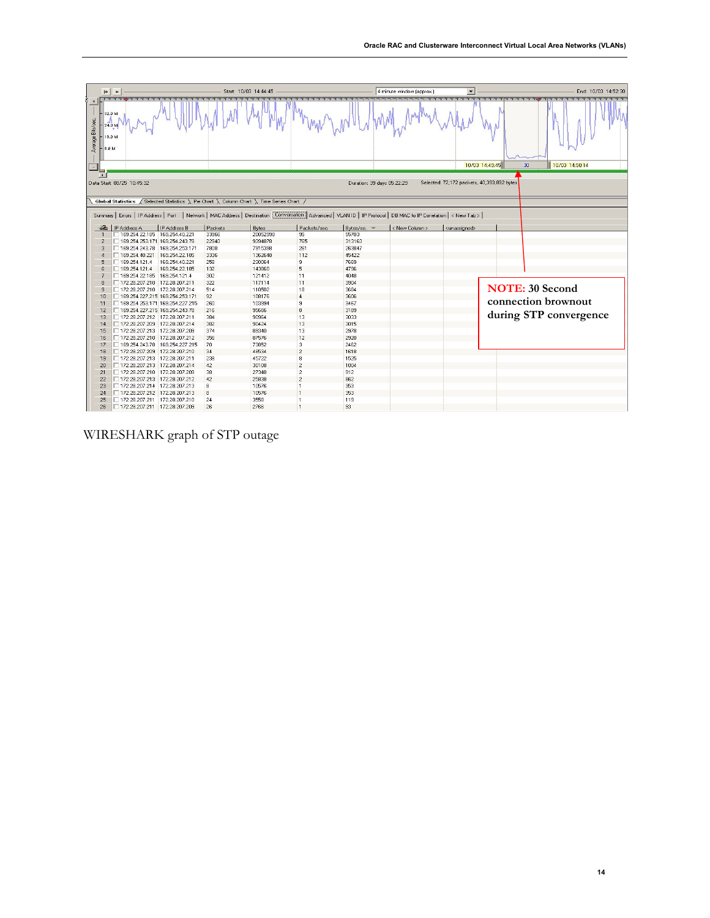Start: 10/03 14:44:45
4 minute window (approx.)
End: 10/03 14:52:30

Average Bits/sec
32.0 M
24.0 M
16.0 M
8.0 M

10/03 14:49:45
30
10/03 14:50:14

Data Start: 08/25 10:45:32
Duration: 39 days 05:22:29
Selected: 72,172 packets, 40,393,892 bytes

Global Statistics | Selected Statistics | Pie Chart | Column Chart | Time Series Chart

Summary | Errors | IP Address | Port | Network | MAC Address | Destination | Conversation | Advanced | VLAN ID | IP Protocol | DB MAC to IP Correlation | < New Tab >

| | IP Address A | IP Address B | Packets | Bytes | Packets/sec | Bytes/sec | < New Column > | <unassigned> |
|---|---|---|---|---|---|---|---|---|
| 1 | 169.254.22.185 | 169.254.40.221 | 33966 | 20052998 | 95 | 55703 | | |
| 2 | 169.254.253.171 | 169.254.243.78 | 22940 | 9394878 | 765 | 313163 | | |
| 3 | 169.254.243.78 | 169.254.253.171 | 7808 | 7915398 | 261 | 263847 | | |
| 4 | 169.254.40.221 | 169.254.22.185 | 3336 | 1362648 | 112 | 45422 | | |
| 5 | 169.254.121.4 | 169.254.40.221 | 258 | 230064 | 9 | 7669 | | |
| 6 | 169.254.121.4 | 169.254.22.185 | 132 | 143860 | 5 | 4796 | | |
| 7 | 169.254.22.185 | 169.254.121.4 | 302 | 121412 | 11 | 4048 | | |
| 8 | 172.28.207.210 | 172.28.207.211 | 322 | 117114 | 11 | 3904 | | |
| 9 | 172.28.207.210 | 172.28.207.214 | 514 | 110502 | 18 | 3684 | | |
| 10 | 169.254.227.215 | 169.254.253.171 | 92 | 108176 | 4 | 3606 | | |
| 11 | 169.254.253.171 | 169.254.227.215 | 260 | 103994 | 9 | 3467 | | |
| 12 | 169.254.227.215 | 169.254.243.78 | 216 | 95666 | 8 | 3189 | | |
| 13 | 172.28.207.212 | 172.28.207.211 | 384 | 90964 | 13 | 3033 | | |
| 14 | 172.28.207.209 | 172.28.207.214 | 382 | 90424 | 13 | 3015 | | |
| 15 | 172.28.207.213 | 172.28.207.209 | 374 | 89340 | 13 | 2978 | | |
| 16 | 172.28.207.210 | 172.28.207.212 | 356 | 87576 | 12 | 2920 | | |
| 17 | 169.254.243.78 | 169.254.227.215 | 70 | 73852 | 3 | 2462 | | |
| 18 | 172.28.207.209 | 172.28.207.210 | 34 | 48534 | 2 | 1618 | | |
| 19 | 172.28.207.213 | 172.28.207.211 | 238 | 45722 | 8 | 1525 | | |
| 20 | 172.28.207.213 | 172.28.207.214 | 42 | 30108 | 2 | 1004 | | |
| 21 | 172.28.207.210 | 172.28.207.209 | 38 | 27348 | 2 | 912 | | |
| 22 | 172.28.207.213 | 172.28.207.212 | 42 | 25838 | 2 | 862 | | |
| 23 | 172.28.207.214 | 172.28.207.213 | 8 | 10576 | 1 | 353 | | |
| 24 | 172.28.207.212 | 172.28.207.213 | 8 | 10576 | 1 | 353 | | |
| 25 | 172.28.207.211 | 172.28.207.210 | 24 | 3558 | 1 | 119 | | |
| 26 | 172.28.207.211 | 172.28.207.209 | 26 | 2766 | 1 | 93 | | |

**NOTE: 30 Second connection brownout during STP convergence**

WIRESHARK graph of STP outage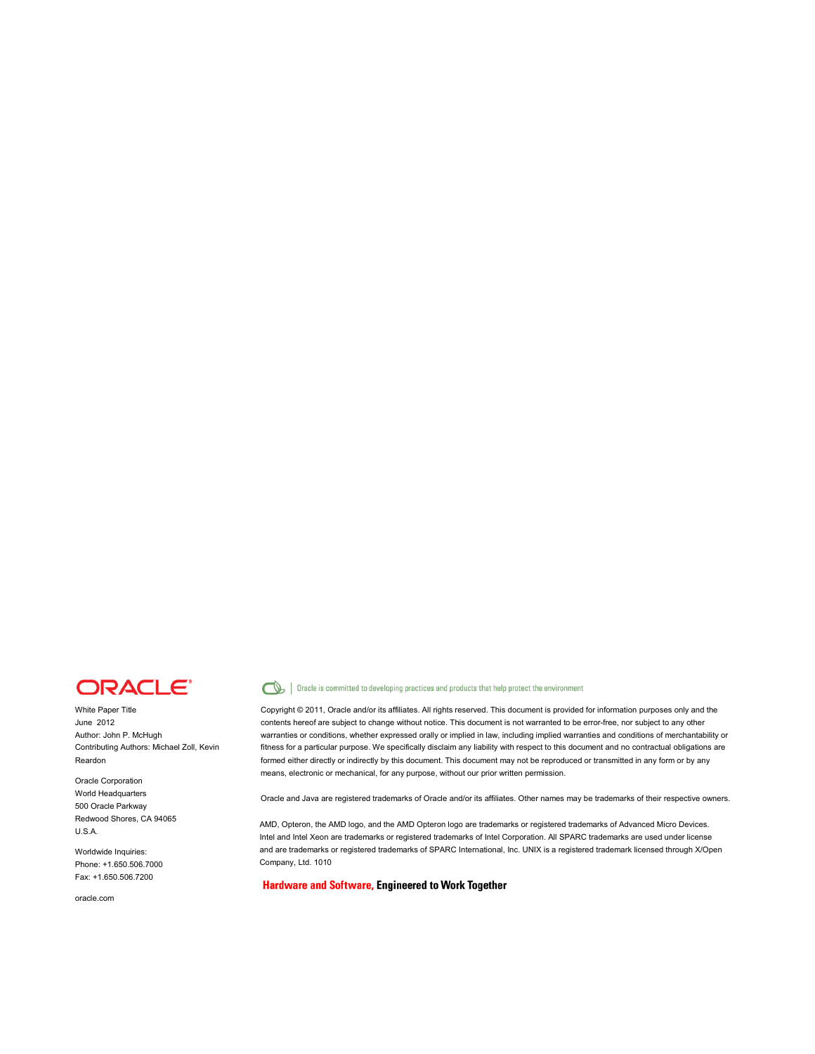ORACLE

White Paper Title
June 2012
Author: John P. McHugh
Contributing Authors: Michael Zoll, Kevin Reardon

Oracle Corporation
World Headquarters
500 Oracle Parkway
Redwood Shores, CA 94065
U.S.A.

Worldwide Inquiries:
Phone: +1.650.506.7000
Fax: +1.650.506.7200

oracle.com

Oracle is committed to developing practices and products that help protect the environment

Copyright © 2011, Oracle and/or its affiliates. All rights reserved. This document is provided for information purposes only and the contents hereof are subject to change without notice. This document is not warranted to be error-free, nor subject to any other warranties or conditions, whether expressed orally or implied in law, including implied warranties and conditions of merchantability or fitness for a particular purpose. We specifically disclaim any liability with respect to this document and no contractual obligations are formed either directly or indirectly by this document. This document may not be reproduced or transmitted in any form or by any means, electronic or mechanical, for any purpose, without our prior written permission.

Oracle and Java are registered trademarks of Oracle and/or its affiliates. Other names may be trademarks of their respective owners.

AMD, Opteron, the AMD logo, and the AMD Opteron logo are trademarks or registered trademarks of Advanced Micro Devices. Intel and Intel Xeon are trademarks or registered trademarks of Intel Corporation. All SPARC trademarks are used under license and are trademarks or registered trademarks of SPARC International, Inc. UNIX is a registered trademark licensed through X/Open Company, Ltd. 1010

**Hardware and Software, Engineered to Work Together**